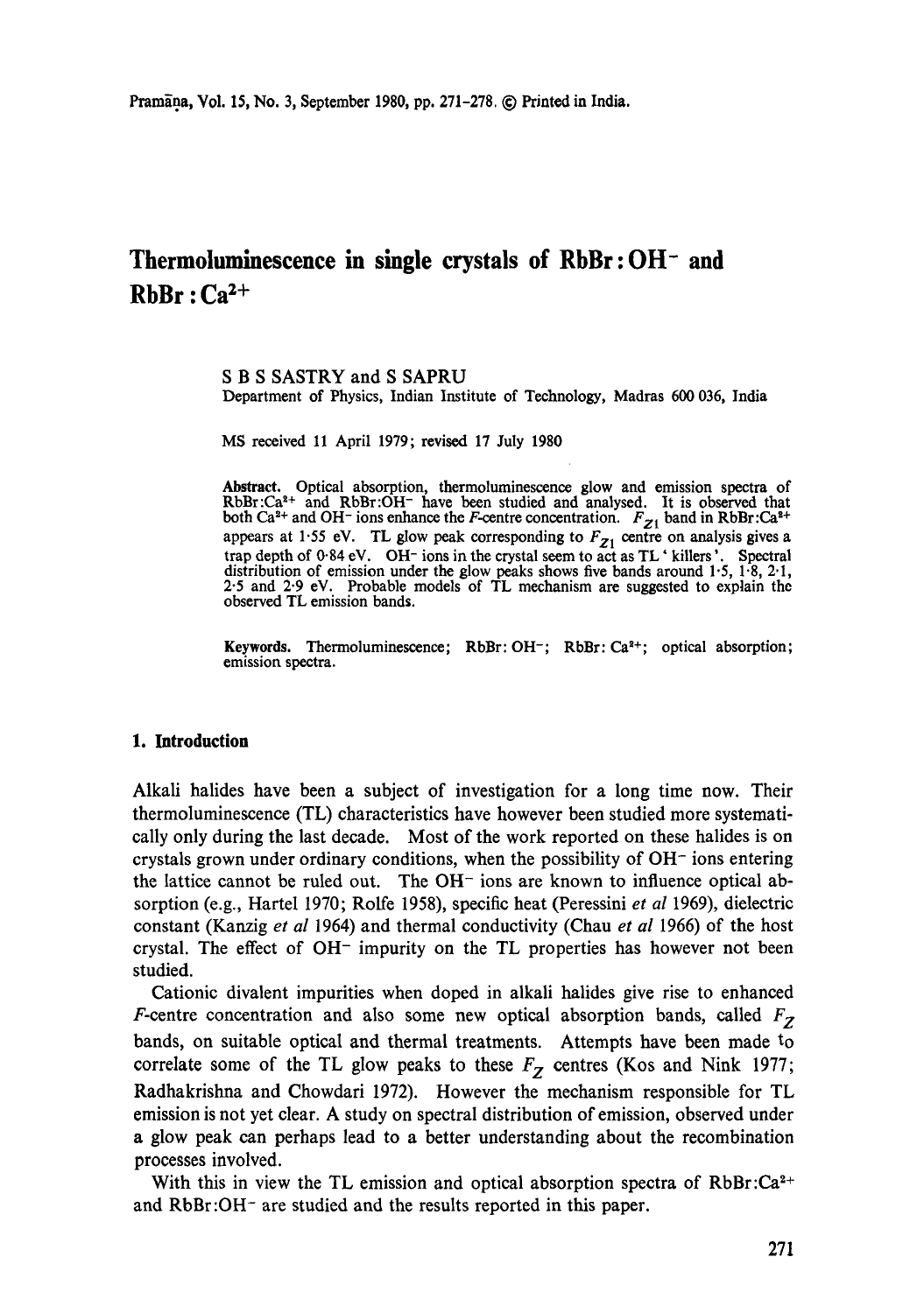# Thermoluminescence in single crystals of RbBr : $OH^-$ and RbBr : $Ca^{2+}$

S B S SASTRY and S SAPRU

Department of Physics, Indian Institute of Technology, Madras 600 036, India

MS received 11 April 1979; revised 17 July 1980

**Abstract.** Optical absorption, thermoluminescence glow and emission spectra of RbBr:$Ca^{2+}$ and RbBr:$OH^-$ have been studied and analysed. It is observed that both $Ca^{2+}$ and $OH^-$ ions enhance the *F*-centre concentration. $F_{Z1}$ band in RbBr:$Ca^{2+}$ appears at 1·55 eV. TL glow peak corresponding to $F_{Z1}$ centre on analysis gives a trap depth of 0·84 eV. $OH^-$ ions in the crystal seem to act as TL 'killers'. Spectral distribution of emission under the glow peaks shows five bands around 1·5, 1·8, 2·1, 2·5 and 2·9 eV. Probable models of TL mechanism are suggested to explain the observed TL emission bands.

**Keywords.** Thermoluminescence; RbBr: $OH^-$; RbBr: $Ca^{2+}$; optical absorption; emission spectra.

## 1. Introduction

Alkali halides have been a subject of investigation for a long time now. Their thermoluminescence (TL) characteristics have however been studied more systematically only during the last decade. Most of the work reported on these halides is on crystals grown under ordinary conditions, when the possibility of $OH^-$ ions entering the lattice cannot be ruled out. The $OH^-$ ions are known to influence optical absorption (e.g., Hartel 1970; Rolfe 1958), specific heat (Peressini *et al* 1969), dielectric constant (Kanzig *et al* 1964) and thermal conductivity (Chau *et al* 1966) of the host crystal. The effect of $OH^-$ impurity on the TL properties has however not been studied.

Cationic divalent impurities when doped in alkali halides give rise to enhanced *F*-centre concentration and also some new optical absorption bands, called $F_Z$ bands, on suitable optical and thermal treatments. Attempts have been made to correlate some of the TL glow peaks to these $F_Z$ centres (Kos and Nink 1977; Radhakrishna and Chowdari 1972). However the mechanism responsible for TL emission is not yet clear. A study on spectral distribution of emission, observed under a glow peak can perhaps lead to a better understanding about the recombination processes involved.

With this in view the TL emission and optical absorption spectra of RbBr:$Ca^{2+}$ and RbBr:$OH^-$ are studied and the results reported in this paper.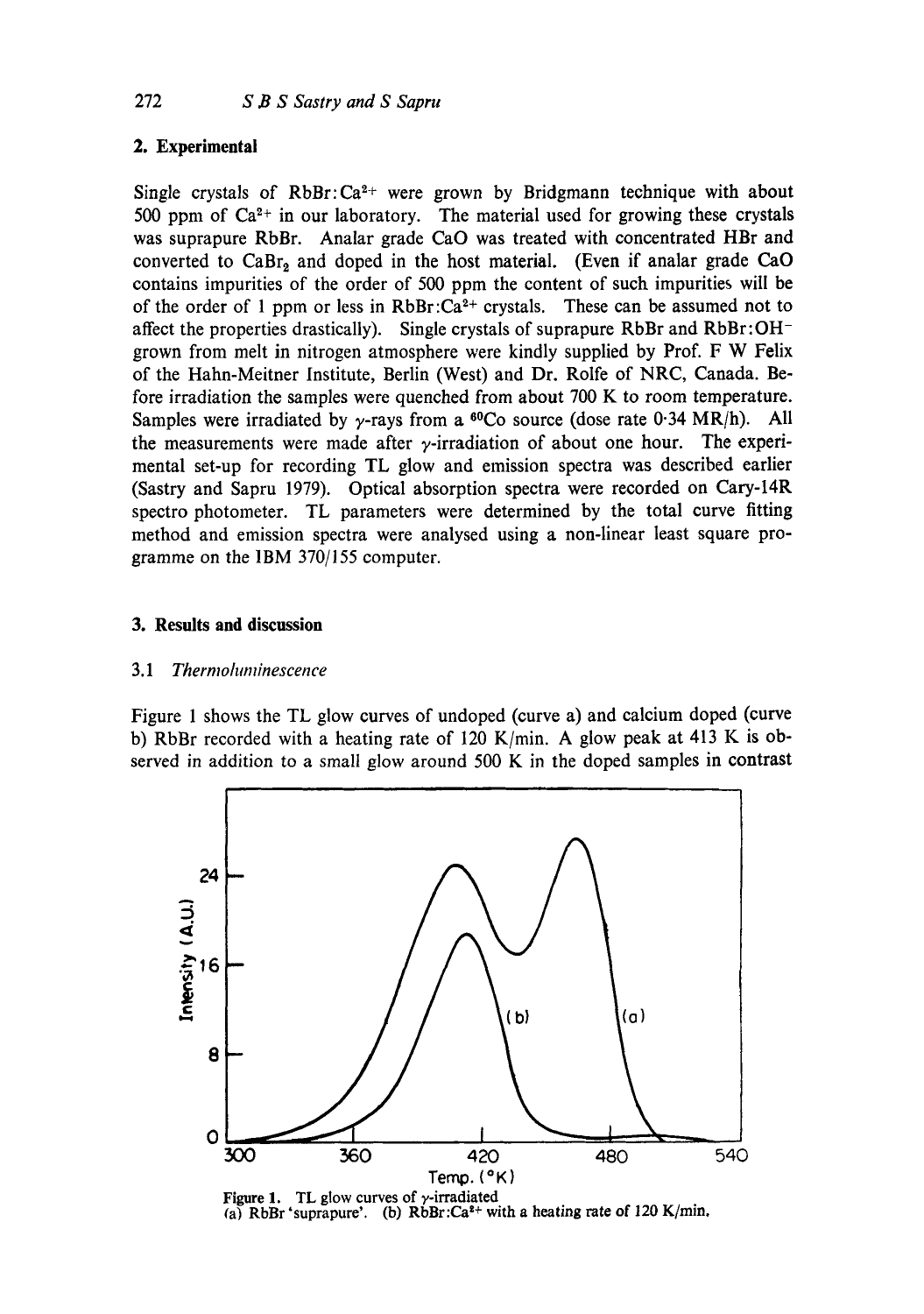## 2. Experimental

Single crystals of $RbBr:Ca^{2+}$ were grown by Bridgmann technique with about 500 ppm of $Ca^{2+}$ in our laboratory. The material used for growing these crystals was suprapure RbBr. Analar grade CaO was treated with concentrated HBr and converted to $CaBr_2$ and doped in the host material. (Even if analar grade CaO contains impurities of the order of 500 ppm the content of such impurities will be of the order of 1 ppm or less in $RbBr:Ca^{2+}$ crystals. These can be assumed not to affect the properties drastically). Single crystals of suprapure RbBr and $RbBr:OH^-$ grown from melt in nitrogen atmosphere were kindly supplied by Prof. F W Felix of the Hahn-Meitner Institute, Berlin (West) and Dr. Rolfe of NRC, Canada. Before irradiation the samples were quenched from about 700 K to room temperature. Samples were irradiated by $\gamma$-rays from a $^{60}Co$ source (dose rate 0·34 MR/h). All the measurements were made after $\gamma$-irradiation of about one hour. The experimental set-up for recording TL glow and emission spectra was described earlier (Sastry and Sapru 1979). Optical absorption spectra were recorded on Cary-14R spectro photometer. TL parameters were determined by the total curve fitting method and emission spectra were analysed using a non-linear least square programme on the IBM 370/155 computer.

## 3. Results and discussion

### 3.1 *Thermoluminescence*

Figure 1 shows the TL glow curves of undoped (curve a) and calcium doped (curve b) RbBr recorded with a heating rate of 120 K/min. A glow peak at 413 K is observed in addition to a small glow around 500 K in the doped samples in contrast

**Figure 1.** TL glow curves of $\gamma$-irradiated (a) RbBr 'suprapure'. (b) $RbBr:Ca^{2+}$ with a heating rate of 120 K/min.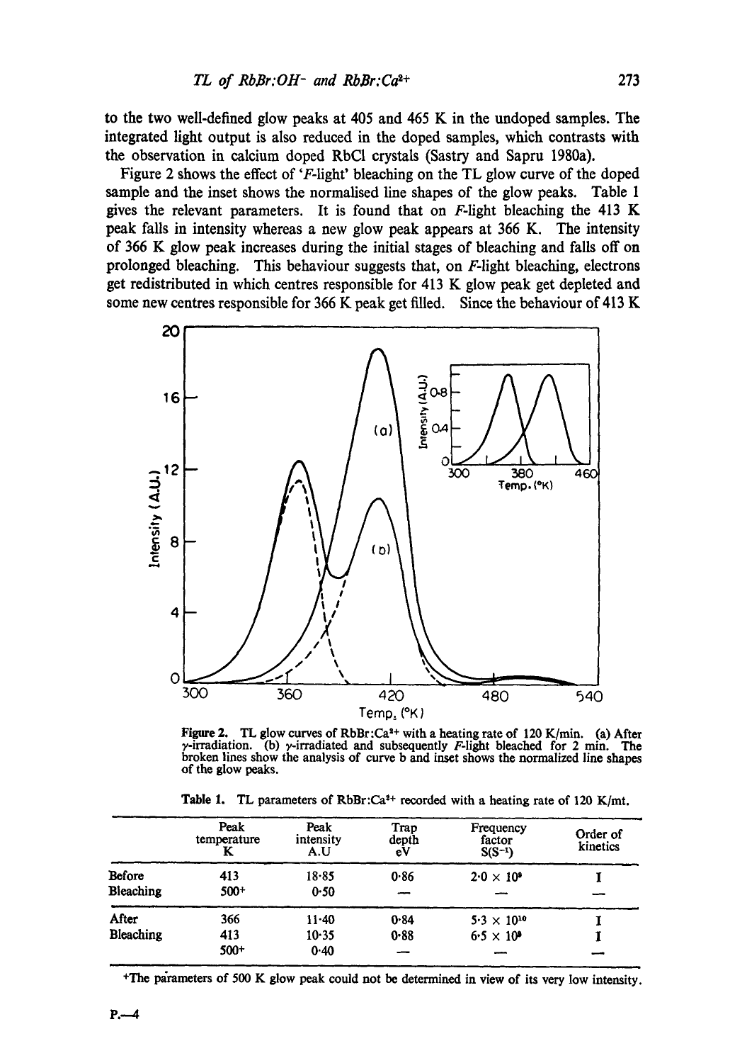to the two well-defined glow peaks at 405 and 465 K in the undoped samples. The integrated light output is also reduced in the doped samples, which contrasts with the observation in calcium doped RbCl crystals (Sastry and Sapru 1980a).

Figure 2 shows the effect of '*F*-light' bleaching on the TL glow curve of the doped sample and the inset shows the normalised line shapes of the glow peaks. Table 1 gives the relevant parameters. It is found that on *F*-light bleaching the 413 K peak falls in intensity whereas a new glow peak appears at 366 K. The intensity of 366 K glow peak increases during the initial stages of bleaching and falls off on prolonged bleaching. This behaviour suggests that, on *F*-light bleaching, electrons get redistributed in which centres responsible for 413 K glow peak get depleted and some new centres responsible for 366 K peak get filled. Since the behaviour of 413 K

**Figure 2.** TL glow curves of $RbBr:Ca^{2+}$ with a heating rate of 120 K/min. (a) After $\gamma$-irradiation. (b) $\gamma$-irradiated and subsequently *F*-light bleached for 2 min. The broken lines show the analysis of curve b and inset shows the normalized line shapes of the glow peaks.

**Table 1.** TL parameters of $RbBr:Ca^{2+}$ recorded with a heating rate of 120 K/mt.

| | Peak temperature K | Peak intensity A.U | Trap depth eV | Frequency factor $S(S^{-1})$ | Order of kinetics |
|---|---|---|---|---|---|
| Before Bleaching | 413 | 18·85 | 0·86 | $2{\cdot}0 \times 10^{9}$ | I |
| | 500+ | 0·50 | — | — | — |
| After Bleaching | 366 | 11·40 | 0·84 | $5{\cdot}3 \times 10^{10}$ | I |
| | 413 | 10·35 | 0·88 | $6{\cdot}5 \times 10^{9}$ | I |
| | 500+ | 0·40 | — | — | — |

+The parameters of 500 K glow peak could not be determined in view of its very low intensity.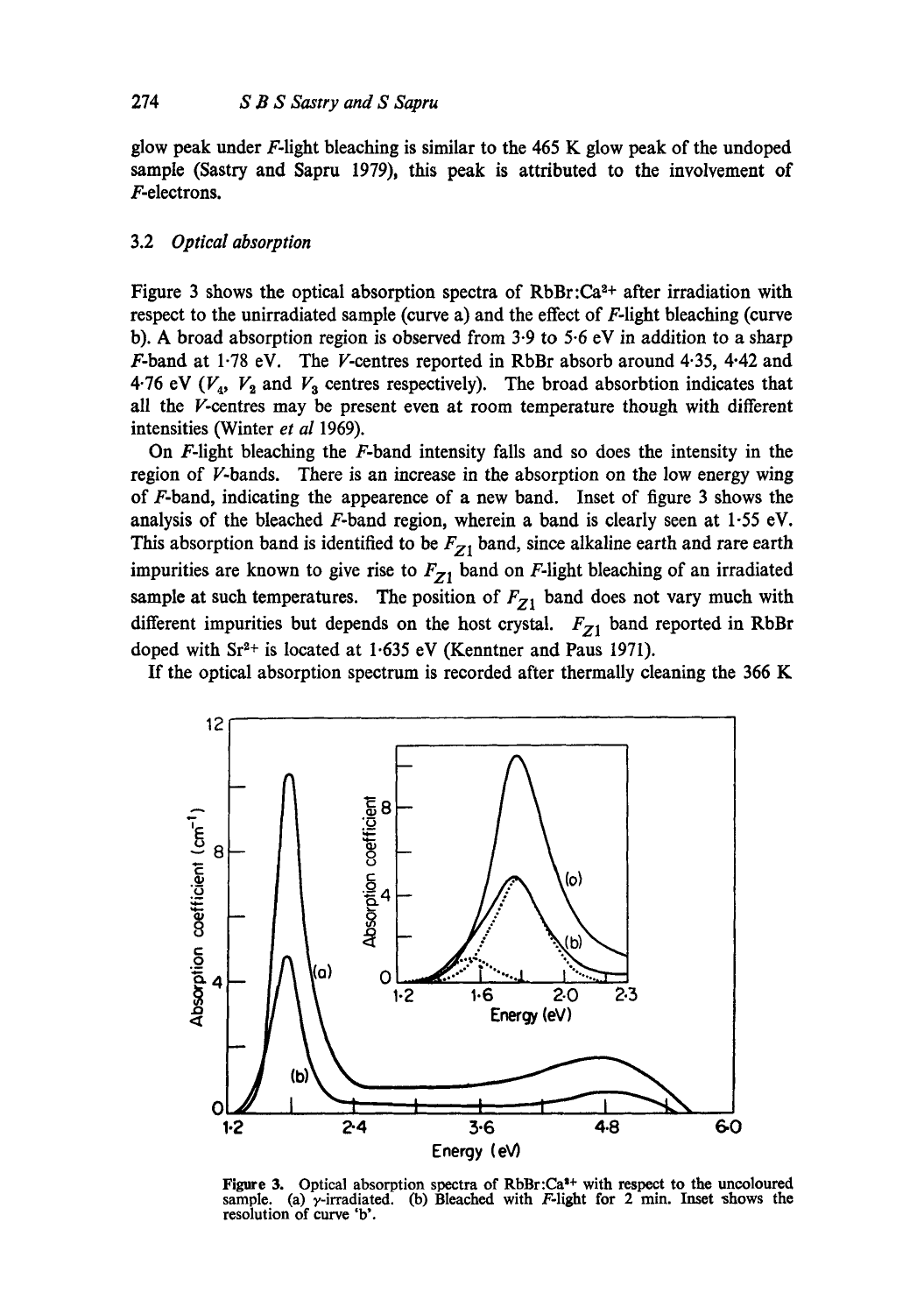glow peak under $F$-light bleaching is similar to the 465 K glow peak of the undoped sample (Sastry and Sapru 1979), this peak is attributed to the involvement of $F$-electrons.

### 3.2 *Optical absorption*

Figure 3 shows the optical absorption spectra of $RbBr{:}Ca^{2+}$ after irradiation with respect to the unirradiated sample (curve a) and the effect of $F$-light bleaching (curve b). A broad absorption region is observed from 3·9 to 5·6 eV in addition to a sharp $F$-band at 1·78 eV. The $V$-centres reported in RbBr absorb around 4·35, 4·42 and 4·76 eV ($V_4$, $V_2$ and $V_3$ centres respectively). The broad absorbtion indicates that all the $V$-centres may be present even at room temperature though with different intensities (Winter *et al* 1969).

On $F$-light bleaching the $F$-band intensity falls and so does the intensity in the region of $V$-bands. There is an increase in the absorption on the low energy wing of $F$-band, indicating the appearence of a new band. Inset of figure 3 shows the analysis of the bleached $F$-band region, wherein a band is clearly seen at 1·55 eV. This absorption band is identified to be $F_{Z1}$ band, since alkaline earth and rare earth impurities are known to give rise to $F_{Z1}$ band on $F$-light bleaching of an irradiated sample at such temperatures. The position of $F_{Z1}$ band does not vary much with different impurities but depends on the host crystal. $F_{Z1}$ band reported in RbBr doped with $Sr^{2+}$ is located at 1·635 eV (Kenntner and Paus 1971).

If the optical absorption spectrum is recorded after thermally cleaning the 366 K

**Figure 3.** Optical absorption spectra of $RbBr{:}Ca^{2+}$ with respect to the uncoloured sample. (a) $\gamma$-irradiated. (b) Bleached with $F$-light for 2 min. Inset shows the resolution of curve 'b'.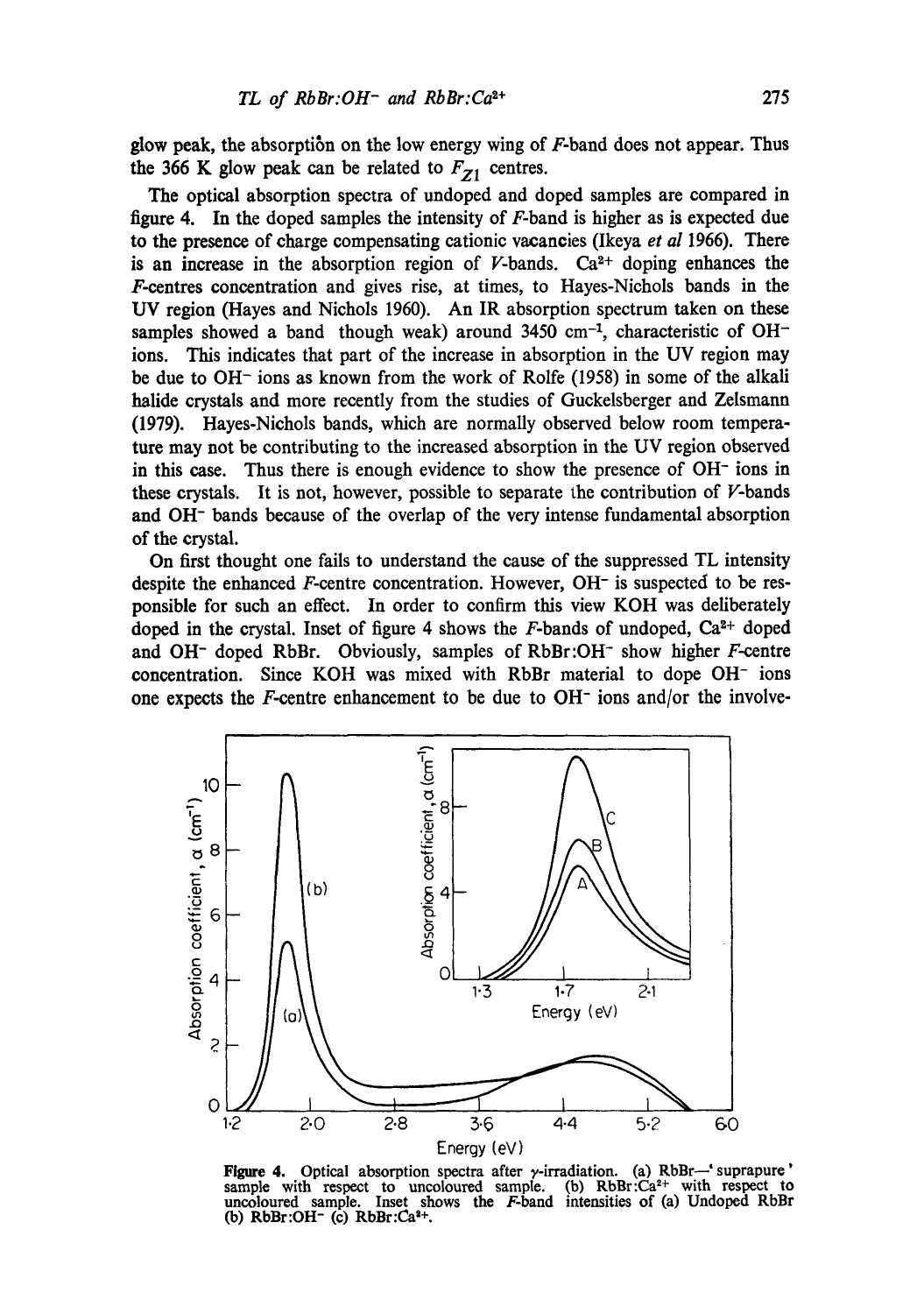glow peak, the absorption on the low energy wing of *F*-band does not appear. Thus the 366 K glow peak can be related to $F_{Z1}$ centres.

The optical absorption spectra of undoped and doped samples are compared in figure 4. In the doped samples the intensity of *F*-band is higher as is expected due to the presence of charge compensating cationic vacancies (Ikeya *et al* 1966). There is an increase in the absorption region of *V*-bands. $Ca^{2+}$ doping enhances the *F*-centres concentration and gives rise, at times, to Hayes-Nichols bands in the UV region (Hayes and Nichols 1960). An IR absorption spectrum taken on these samples showed a band though weak) around 3450 $cm^{-1}$, characteristic of $OH^-$ ions. This indicates that part of the increase in absorption in the UV region may be due to $OH^-$ ions as known from the work of Rolfe (1958) in some of the alkali halide crystals and more recently from the studies of Guckelsberger and Zelsmann (1979). Hayes-Nichols bands, which are normally observed below room temperature may not be contributing to the increased absorption in the UV region observed in this case. Thus there is enough evidence to show the presence of $OH^-$ ions in these crystals. It is not, however, possible to separate the contribution of *V*-bands and $OH^-$ bands because of the overlap of the very intense fundamental absorption of the crystal.

On first thought one fails to understand the cause of the suppressed TL intensity despite the enhanced *F*-centre concentration. However, $OH^-$ is suspected to be responsible for such an effect. In order to confirm this view KOH was deliberately doped in the crystal. Inset of figure 4 shows the *F*-bands of undoped, $Ca^{2+}$ doped and $OH^-$ doped RbBr. Obviously, samples of RbBr:$OH^-$ show higher *F*-centre concentration. Since KOH was mixed with RbBr material to dope $OH^-$ ions one expects the *F*-centre enhancement to be due to $OH^-$ ions and/or the involve-

**Figure 4.** Optical absorption spectra after $\gamma$-irradiation. (a) RbBr—'suprapure' sample with respect to uncoloured sample. (b) RbBr:$Ca^{2+}$ with respect to uncoloured sample. Inset shows the *F*-band intensities of (a) Undoped RbBr (b) RbBr:$OH^-$ (c) RbBr:$Ca^{2+}$.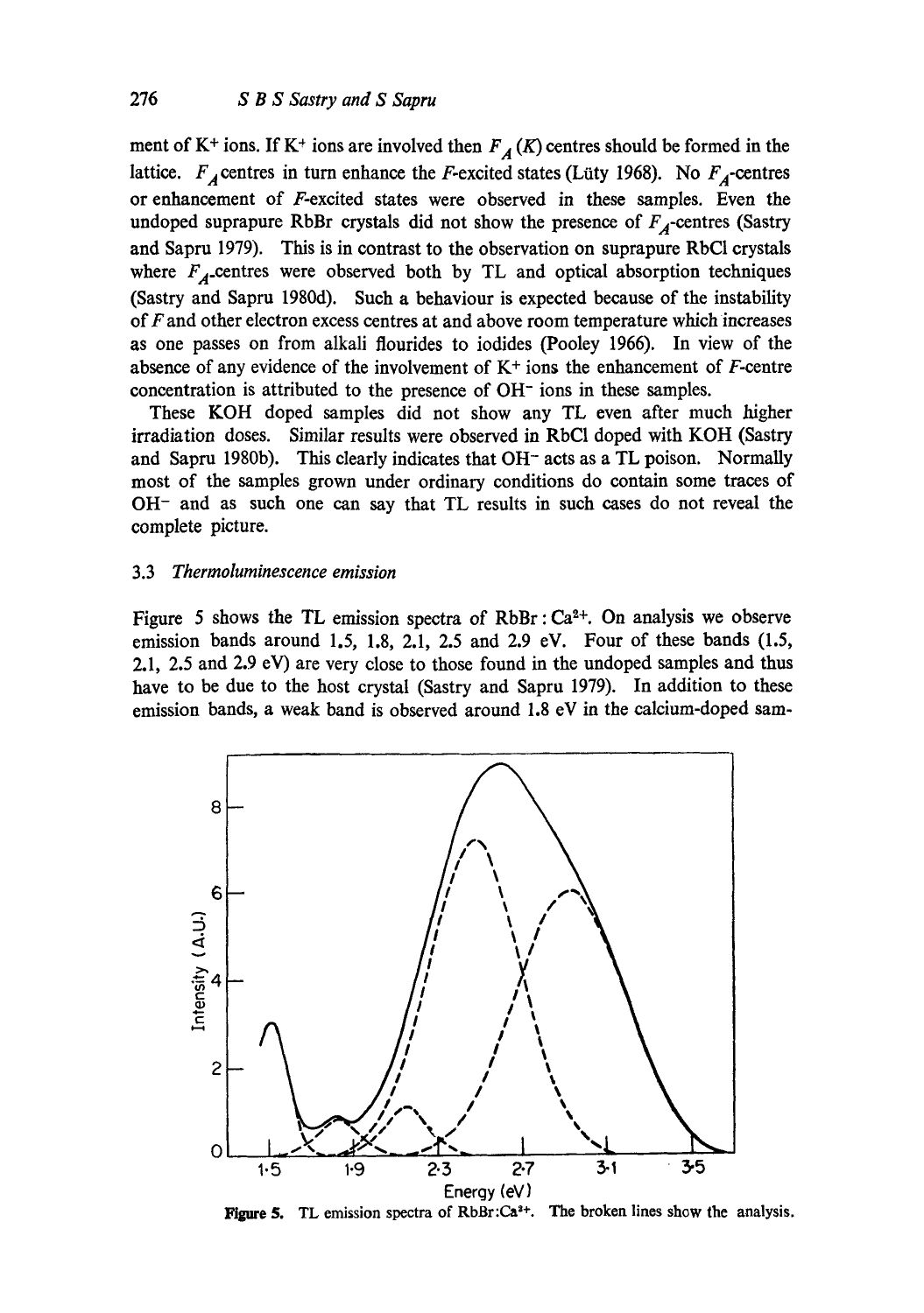ment of $K^+$ ions. If $K^+$ ions are involved then $F_A$ (*K*) centres should be formed in the lattice. $F_A$ centres in turn enhance the *F*-excited states (Lüty 1968). No $F_A$-centres or enhancement of *F*-excited states were observed in these samples. Even the undoped suprapure RbBr crystals did not show the presence of $F_A$-centres (Sastry and Sapru 1979). This is in contrast to the observation on suprapure RbCl crystals where $F_A$-centres were observed both by TL and optical absorption techniques (Sastry and Sapru 1980d). Such a behaviour is expected because of the instability of *F* and other electron excess centres at and above room temperature which increases as one passes on from alkali flourides to iodides (Pooley 1966). In view of the absence of any evidence of the involvement of $K^+$ ions the enhancement of *F*-centre concentration is attributed to the presence of $OH^-$ ions in these samples.

These KOH doped samples did not show any TL even after much higher irradiation doses. Similar results were observed in RbCl doped with KOH (Sastry and Sapru 1980b). This clearly indicates that $OH^-$ acts as a TL poison. Normally most of the samples grown under ordinary conditions do contain some traces of $OH^-$ and as such one can say that TL results in such cases do not reveal the complete picture.

### 3.3 *Thermoluminescence emission*

Figure 5 shows the TL emission spectra of RbBr : $Ca^{2+}$. On analysis we observe emission bands around 1.5, 1.8, 2.1, 2.5 and 2.9 eV. Four of these bands (1.5, 2.1, 2.5 and 2.9 eV) are very close to those found in the undoped samples and thus have to be due to the host crystal (Sastry and Sapru 1979). In addition to these emission bands, a weak band is observed around 1.8 eV in the calcium-doped sam-

**Figure 5.** TL emission spectra of RbBr:$Ca^{2+}$. The broken lines show the analysis.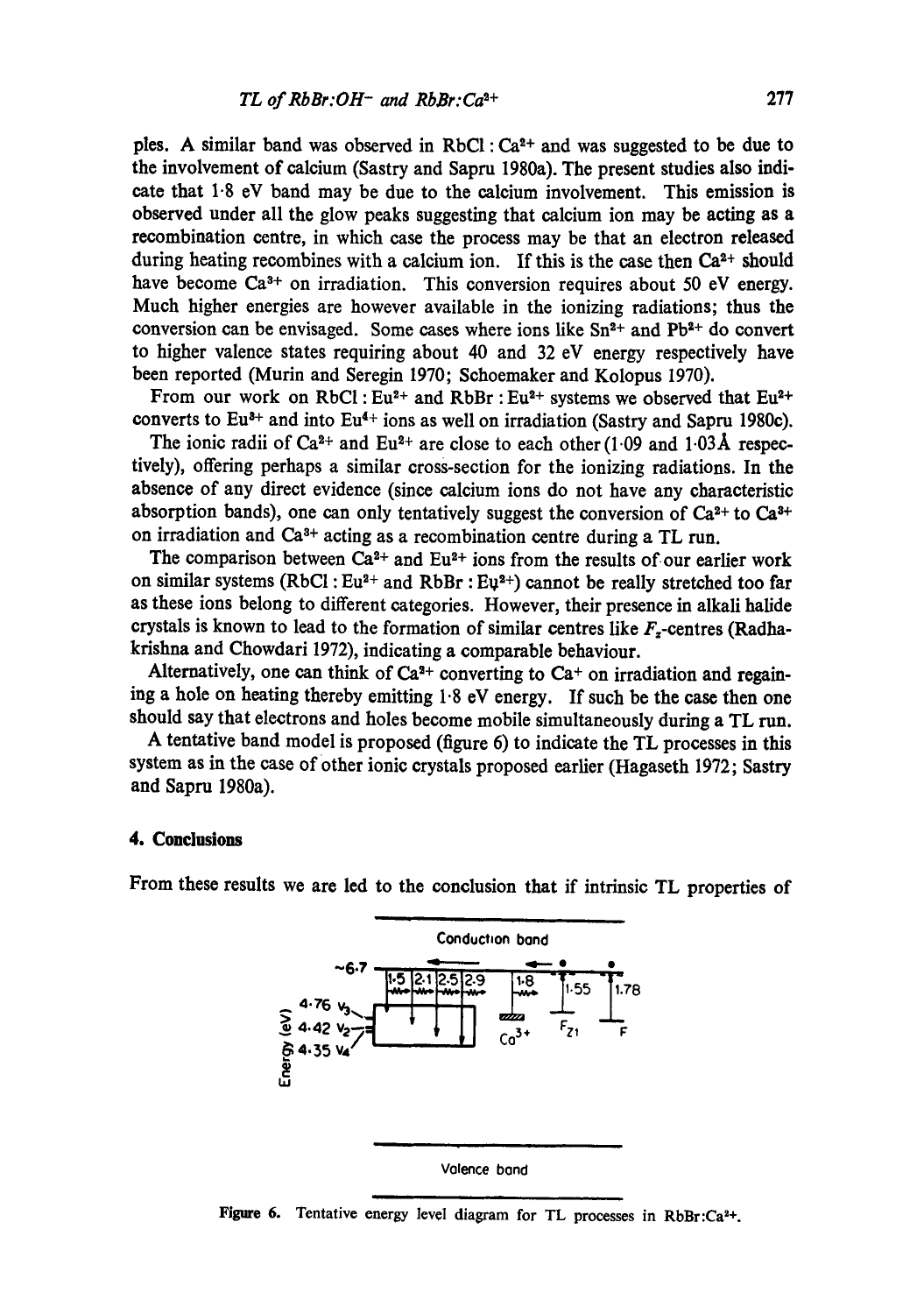ples. A similar band was observed in RbCl : $Ca^{2+}$ and was suggested to be due to the involvement of calcium (Sastry and Sapru 1980a). The present studies also indicate that 1·8 eV band may be due to the calcium involvement. This emission is observed under all the glow peaks suggesting that calcium ion may be acting as a recombination centre, in which case the process may be that an electron released during heating recombines with a calcium ion. If this is the case then $Ca^{2+}$ should have become $Ca^{3+}$ on irradiation. This conversion requires about 50 eV energy. Much higher energies are however available in the ionizing radiations; thus the conversion can be envisaged. Some cases where ions like $Sn^{2+}$ and $Pb^{2+}$ do convert to higher valence states requiring about 40 and 32 eV energy respectively have been reported (Murin and Seregin 1970; Schoemaker and Kolopus 1970).

From our work on RbCl : $Eu^{2+}$ and RbBr : $Eu^{2+}$ systems we observed that $Eu^{2+}$ converts to $Eu^{3+}$ and into $Eu^{4+}$ ions as well on irradiation (Sastry and Sapru 1980c).

The ionic radii of $Ca^{2+}$ and $Eu^{2+}$ are close to each other (1·09 and 1·03 Å respectively), offering perhaps a similar cross-section for the ionizing radiations. In the absence of any direct evidence (since calcium ions do not have any characteristic absorption bands), one can only tentatively suggest the conversion of $Ca^{2+}$ to $Ca^{3+}$ on irradiation and $Ca^{3+}$ acting as a recombination centre during a TL run.

The comparison between $Ca^{2+}$ and $Eu^{2+}$ ions from the results of our earlier work on similar systems (RbCl : $Eu^{2+}$ and RbBr : $Eu^{2+}$) cannot be really stretched too far as these ions belong to different categories. However, their presence in alkali halide crystals is known to lead to the formation of similar centres like $F_z$-centres (Radhakrishna and Chowdari 1972), indicating a comparable behaviour.

Alternatively, one can think of $Ca^{2+}$ converting to $Ca^{+}$ on irradiation and regaining a hole on heating thereby emitting 1·8 eV energy. If such be the case then one should say that electrons and holes become mobile simultaneously during a TL run.

A tentative band model is proposed (figure 6) to indicate the TL processes in this system as in the case of other ionic crystals proposed earlier (Hagaseth 1972; Sastry and Sapru 1980a).

## 4. Conclusions

From these results we are led to the conclusion that if intrinsic TL properties of

**Figure 6.** Tentative energy level diagram for TL processes in RbBr:$Ca^{2+}$.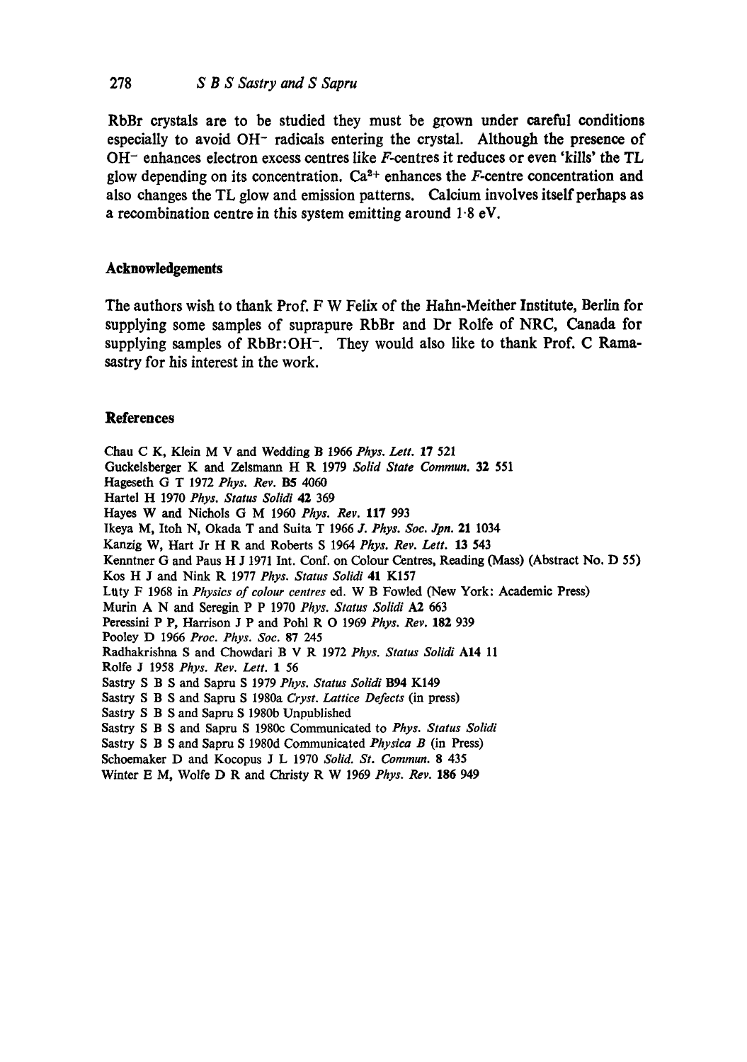RbBr crystals are to be studied they must be grown under careful conditions especially to avoid $OH^-$ radicals entering the crystal. Although the presence of $OH^-$ enhances electron excess centres like *F*-centres it reduces or even 'kills' the TL glow depending on its concentration. $Ca^{2+}$ enhances the *F*-centre concentration and also changes the TL glow and emission patterns. Calcium involves itself perhaps as a recombination centre in this system emitting around 1·8 eV.

## Acknowledgements

The authors wish to thank Prof. F W Felix of the Hahn-Meither Institute, Berlin for supplying some samples of suprapure RbBr and Dr Rolfe of NRC, Canada for supplying samples of $RbBr:OH^-$. They would also like to thank Prof. C Ramasastry for his interest in the work.

## References

Chau C K, Klein M V and Wedding B 1966 *Phys. Lett.* **17** 521

Guckelsberger K and Zelsmann H R 1979 *Solid State Commun.* **32** 551

Hageseth G T 1972 *Phys. Rev.* **B5** 4060

Hartel H 1970 *Phys. Status Solidi* **42** 369

Hayes W and Nichols G M 1960 *Phys. Rev.* **117** 993

Ikeya M, Itoh N, Okada T and Suita T 1966 *J. Phys. Soc. Jpn.* **21** 1034

Kanzig W, Hart Jr H R and Roberts S 1964 *Phys. Rev. Lett.* **13** 543

Kenntner G and Paus H J 1971 Int. Conf. on Colour Centres, Reading (Mass) (Abstract No. D 55)

Kos H J and Nink R 1977 *Phys. Status Solidi* **41** K157

Lüty F 1968 in *Physics of colour centres* ed. W B Fowled (New York: Academic Press)

Murin A N and Seregin P P 1970 *Phys. Status Solidi* **A2** 663

Peressini P P, Harrison J P and Pohl R O 1969 *Phys. Rev.* **182** 939

Pooley D 1966 *Proc. Phys. Soc.* **87** 245

Radhakrishna S and Chowdari B V R 1972 *Phys. Status Solidi* **A14** 11

Rolfe J 1958 *Phys. Rev. Lett.* **1** 56

Sastry S B S and Sapru S 1979 *Phys. Status Solidi* **B94** K149

Sastry S B S and Sapru S 1980a *Cryst. Lattice Defects* (in press)

Sastry S B S and Sapru S 1980b Unpublished

Sastry S B S and Sapru S 1980c Communicated to *Phys. Status Solidi*

Sastry S B S and Sapru S 1980d Communicated *Physica B* (in Press)

Schoemaker D and Kocopus J L 1970 *Solid. St. Commun.* **8** 435

Winter E M, Wolfe D R and Christy R W 1969 *Phys. Rev.* **186** 949